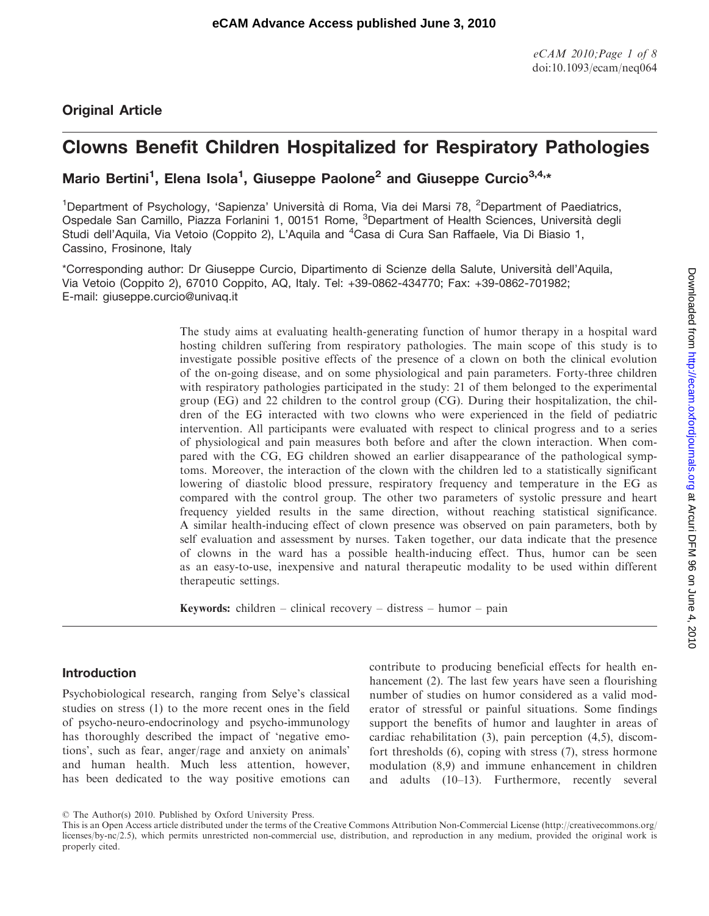## Original Article

# Clowns Benefit Children Hospitalized for Respiratory Pathologies

**Mario Bertini[1], Elena Isola[1], Giuseppe Paolone[2] and Giuseppe Curcio[3,4,*]**

[1]Department of Psychology, 'Sapienza' Università di Roma, Via dei Marsi 78, [2]Department of Paediatrics, Ospedale San Camillo, Piazza Forlanini 1, 00151 Rome, [3]Department of Health Sciences, Università degli Studi dell'Aquila, Via Vetoio (Coppito 2), L'Aquila and [4]Casa di Cura San Raffaele, Via Di Biasio 1, Cassino, Frosinone, Italy

*Corresponding author: Dr Giuseppe Curcio, Dipartimento di Scienze della Salute, Università dell'Aquila, Via Vetoio (Coppito 2), 67010 Coppito, AQ, Italy. Tel: +39-0862-434770; Fax: +39-0862-701982; E-mail: giuseppe.curcio@univaq.it

The study aims at evaluating health-generating function of humor therapy in a hospital ward hosting children suffering from respiratory pathologies. The main scope of this study is to investigate possible positive effects of the presence of a clown on both the clinical evolution of the on-going disease, and on some physiological and pain parameters. Forty-three children with respiratory pathologies participated in the study: 21 of them belonged to the experimental group (EG) and 22 children to the control group (CG). During their hospitalization, the children of the EG interacted with two clowns who were experienced in the field of pediatric intervention. All participants were evaluated with respect to clinical progress and to a series of physiological and pain measures both before and after the clown interaction. When compared with the CG, EG children showed an earlier disappearance of the pathological symptoms. Moreover, the interaction of the clown with the children led to a statistically significant lowering of diastolic blood pressure, respiratory frequency and temperature in the EG as compared with the control group. The other two parameters of systolic pressure and heart frequency yielded results in the same direction, without reaching statistical significance. A similar health-inducing effect of clown presence was observed on pain parameters, both by self evaluation and assessment by nurses. Taken together, our data indicate that the presence of clowns in the ward has a possible health-inducing effect. Thus, humor can be seen as an easy-to-use, inexpensive and natural therapeutic modality to be used within different therapeutic settings.

**Keywords:** children – clinical recovery – distress – humor – pain

## Introduction

Psychobiological research, ranging from Selye's classical studies on stress (1) to the more recent ones in the field of psycho-neuro-endocrinology and psycho-immunology has thoroughly described the impact of 'negative emotions', such as fear, anger/rage and anxiety on animals' and human health. Much less attention, however, has been dedicated to the way positive emotions can contribute to producing beneficial effects for health enhancement (2). The last few years have seen a flourishing number of studies on humor considered as a valid moderator of stressful or painful situations. Some findings support the benefits of humor and laughter in areas of cardiac rehabilitation (3), pain perception (4,5), discomfort thresholds (6), coping with stress (7), stress hormone modulation (8,9) and immune enhancement in children and adults (10–13). Furthermore, recently several

© The Author(s) 2010. Published by Oxford University Press.
This is an Open Access article distributed under the terms of the Creative Commons Attribution Non-Commercial License (http://creativecommons.org/licenses/by-nc/2.5), which permits unrestricted non-commercial use, distribution, and reproduction in any medium, provided the original work is properly cited.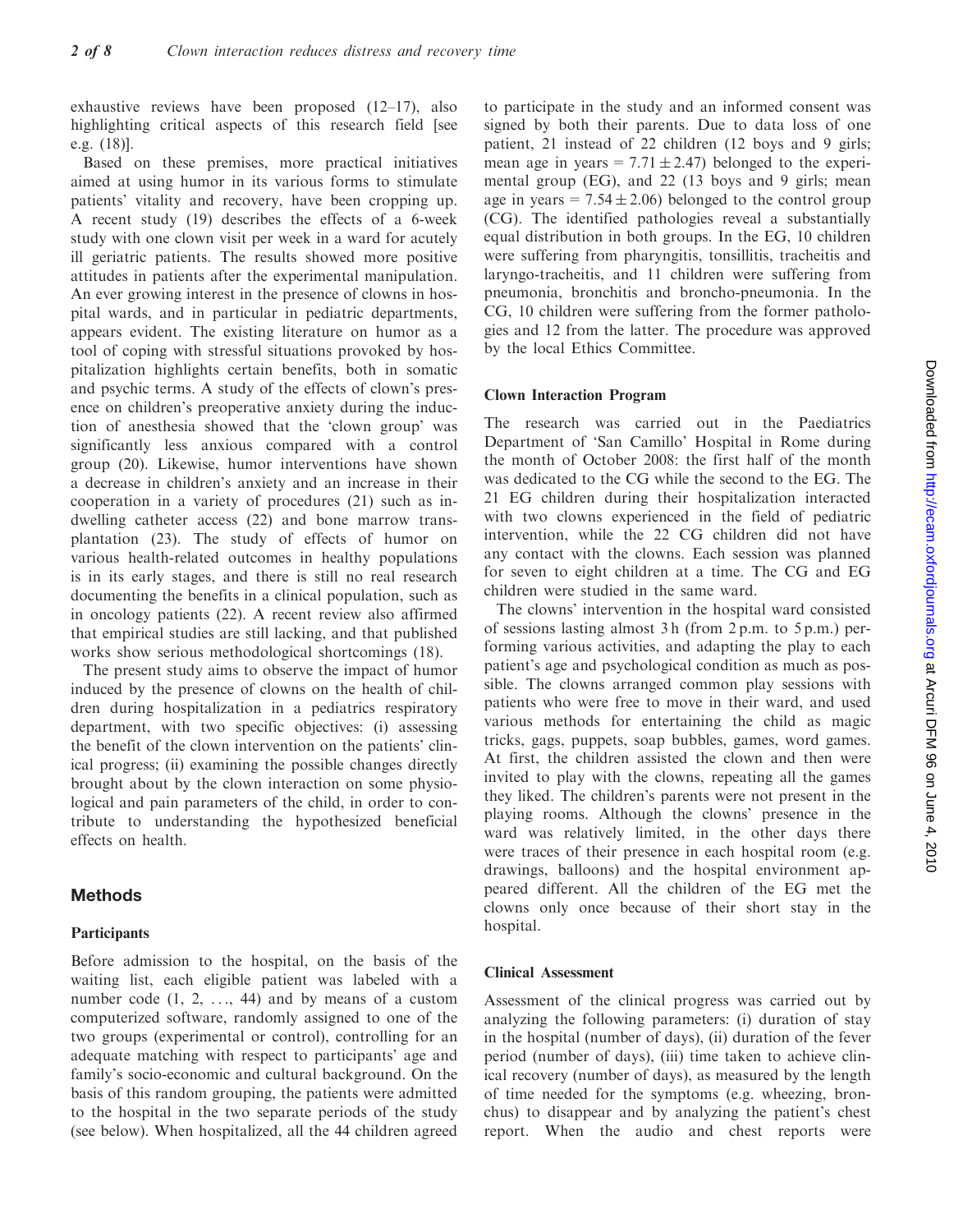exhaustive reviews have been proposed (12–17), also highlighting critical aspects of this research field [see e.g. (18)].

Based on these premises, more practical initiatives aimed at using humor in its various forms to stimulate patients' vitality and recovery, have been cropping up. A recent study (19) describes the effects of a 6-week study with one clown visit per week in a ward for acutely ill geriatric patients. The results showed more positive attitudes in patients after the experimental manipulation. An ever growing interest in the presence of clowns in hospital wards, and in particular in pediatric departments, appears evident. The existing literature on humor as a tool of coping with stressful situations provoked by hospitalization highlights certain benefits, both in somatic and psychic terms. A study of the effects of clown's presence on children's preoperative anxiety during the induction of anesthesia showed that the 'clown group' was significantly less anxious compared with a control group (20). Likewise, humor interventions have shown a decrease in children's anxiety and an increase in their cooperation in a variety of procedures (21) such as in-dwelling catheter access (22) and bone marrow transplantation (23). The study of effects of humor on various health-related outcomes in healthy populations is in its early stages, and there is still no real research documenting the benefits in a clinical population, such as in oncology patients (22). A recent review also affirmed that empirical studies are still lacking, and that published works show serious methodological shortcomings (18).

The present study aims to observe the impact of humor induced by the presence of clowns on the health of children during hospitalization in a pediatrics respiratory department, with two specific objectives: (i) assessing the benefit of the clown intervention on the patients' clinical progress; (ii) examining the possible changes directly brought about by the clown interaction on some physiological and pain parameters of the child, in order to contribute to understanding the hypothesized beneficial effects on health.

## Methods

### Participants

Before admission to the hospital, on the basis of the waiting list, each eligible patient was labeled with a number code (1, 2, ..., 44) and by means of a custom computerized software, randomly assigned to one of the two groups (experimental or control), controlling for an adequate matching with respect to participants' age and family's socio-economic and cultural background. On the basis of this random grouping, the patients were admitted to the hospital in the two separate periods of the study (see below). When hospitalized, all the 44 children agreed to participate in the study and an informed consent was signed by both their parents. Due to data loss of one patient, 21 instead of 22 children (12 boys and 9 girls; mean age in years = $7.71 \pm 2.47$) belonged to the experimental group (EG), and 22 (13 boys and 9 girls; mean age in years = $7.54 \pm 2.06$) belonged to the control group (CG). The identified pathologies reveal a substantially equal distribution in both groups. In the EG, 10 children were suffering from pharyngitis, tonsillitis, tracheitis and laryngo-tracheitis, and 11 children were suffering from pneumonia, bronchitis and broncho-pneumonia. In the CG, 10 children were suffering from the former pathologies and 12 from the latter. The procedure was approved by the local Ethics Committee.

### Clown Interaction Program

The research was carried out in the Paediatrics Department of 'San Camillo' Hospital in Rome during the month of October 2008: the first half of the month was dedicated to the CG while the second to the EG. The 21 EG children during their hospitalization interacted with two clowns experienced in the field of pediatric intervention, while the 22 CG children did not have any contact with the clowns. Each session was planned for seven to eight children at a time. The CG and EG children were studied in the same ward.

The clowns' intervention in the hospital ward consisted of sessions lasting almost 3 h (from 2 p.m. to 5 p.m.) performing various activities, and adapting the play to each patient's age and psychological condition as much as possible. The clowns arranged common play sessions with patients who were free to move in their ward, and used various methods for entertaining the child as magic tricks, gags, puppets, soap bubbles, games, word games. At first, the children assisted the clown and then were invited to play with the clowns, repeating all the games they liked. The children's parents were not present in the playing rooms. Although the clowns' presence in the ward was relatively limited, in the other days there were traces of their presence in each hospital room (e.g. drawings, balloons) and the hospital environment appeared different. All the children of the EG met the clowns only once because of their short stay in the hospital.

### Clinical Assessment

Assessment of the clinical progress was carried out by analyzing the following parameters: (i) duration of stay in the hospital (number of days), (ii) duration of the fever period (number of days), (iii) time taken to achieve clinical recovery (number of days), as measured by the length of time needed for the symptoms (e.g. wheezing, bronchus) to disappear and by analyzing the patient's chest report. When the audio and chest reports were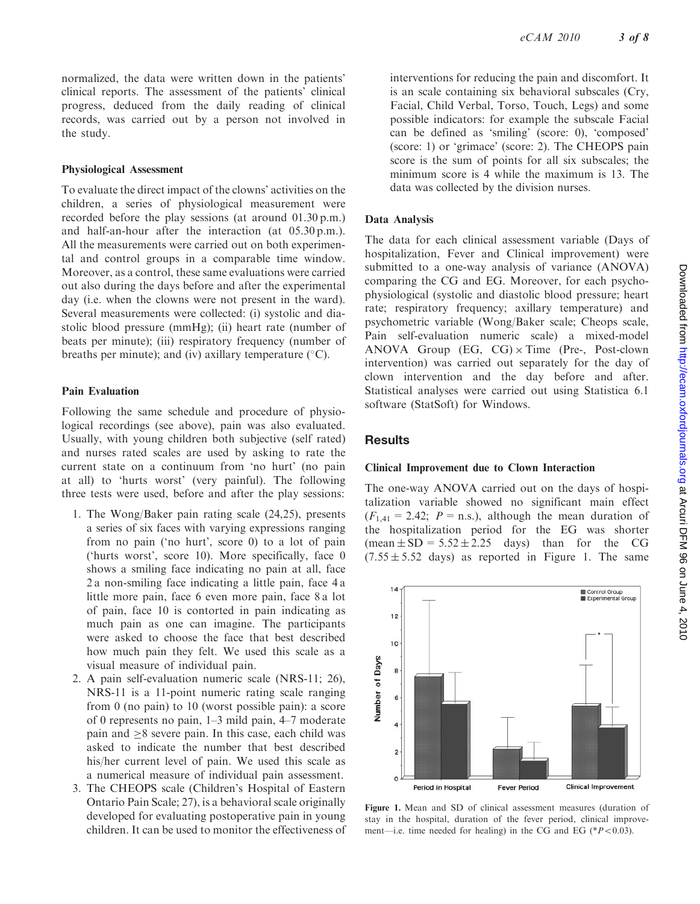normalized, the data were written down in the patients' clinical reports. The assessment of the patients' clinical progress, deduced from the daily reading of clinical records, was carried out by a person not involved in the study.

### Physiological Assessment

To evaluate the direct impact of the clowns' activities on the children, a series of physiological measurement were recorded before the play sessions (at around 01.30 p.m.) and half-an-hour after the interaction (at 05.30 p.m.). All the measurements were carried out on both experimental and control groups in a comparable time window. Moreover, as a control, these same evaluations were carried out also during the days before and after the experimental day (i.e. when the clowns were not present in the ward). Several measurements were collected: (i) systolic and diastolic blood pressure (mmHg); (ii) heart rate (number of beats per minute); (iii) respiratory frequency (number of breaths per minute); and (iv) axillary temperature (°C).

### Pain Evaluation

Following the same schedule and procedure of physiological recordings (see above), pain was also evaluated. Usually, with young children both subjective (self rated) and nurses rated scales are used by asking to rate the current state on a continuum from 'no hurt' (no pain at all) to 'hurts worst' (very painful). The following three tests were used, before and after the play sessions:

1. The Wong/Baker pain rating scale (24,25), presents a series of six faces with varying expressions ranging from no pain ('no hurt', score 0) to a lot of pain ('hurts worst', score 10). More specifically, face 0 shows a smiling face indicating no pain at all, face 2 a non-smiling face indicating a little pain, face 4 a little more pain, face 6 even more pain, face 8 a lot of pain, face 10 is contorted in pain indicating as much pain as one can imagine. The participants were asked to choose the face that best described how much pain they felt. We used this scale as a visual measure of individual pain.
2. A pain self-evaluation numeric scale (NRS-11; 26), NRS-11 is a 11-point numeric rating scale ranging from 0 (no pain) to 10 (worst possible pain): a score of 0 represents no pain, 1–3 mild pain, 4–7 moderate pain and $\geq$8 severe pain. In this case, each child was asked to indicate the number that best described his/her current level of pain. We used this scale as a numerical measure of individual pain assessment.
3. The CHEOPS scale (Children's Hospital of Eastern Ontario Pain Scale; 27), is a behavioral scale originally developed for evaluating postoperative pain in young children. It can be used to monitor the effectiveness of interventions for reducing the pain and discomfort. It is an scale containing six behavioral subscales (Cry, Facial, Child Verbal, Torso, Touch, Legs) and some possible indicators: for example the subscale Facial can be defined as 'smiling' (score: 0), 'composed' (score: 1) or 'grimace' (score: 2). The CHEOPS pain score is the sum of points for all six subscales; the minimum score is 4 while the maximum is 13. The data was collected by the division nurses.

### Data Analysis

The data for each clinical assessment variable (Days of hospitalization, Fever and Clinical improvement) were submitted to a one-way analysis of variance (ANOVA) comparing the CG and EG. Moreover, for each psychophysiological (systolic and diastolic blood pressure; heart rate; respiratory frequency; axillary temperature) and psychometric variable (Wong/Baker scale; Cheops scale, Pain self-evaluation numeric scale) a mixed-model ANOVA Group (EG, CG) × Time (Pre-, Post-clown intervention) was carried out separately for the day of clown intervention and the day before and after. Statistical analyses were carried out using Statistica 6.1 software (StatSoft) for Windows.

## Results

### Clinical Improvement due to Clown Interaction

The one-way ANOVA carried out on the days of hospitalization variable showed no significant main effect ($F_{1,41} = 2.42$; $P$ = n.s.), although the mean duration of the hospitalization period for the EG was shorter (mean ± SD = 5.52 ± 2.25 days) than for the CG (7.55 ± 5.52 days) as reported in Figure 1. The same

Figure 1. Mean and SD of clinical assessment measures (duration of stay in the hospital, duration of the fever period, clinical improvement—i.e. time needed for healing) in the CG and EG (*$P < 0.03$).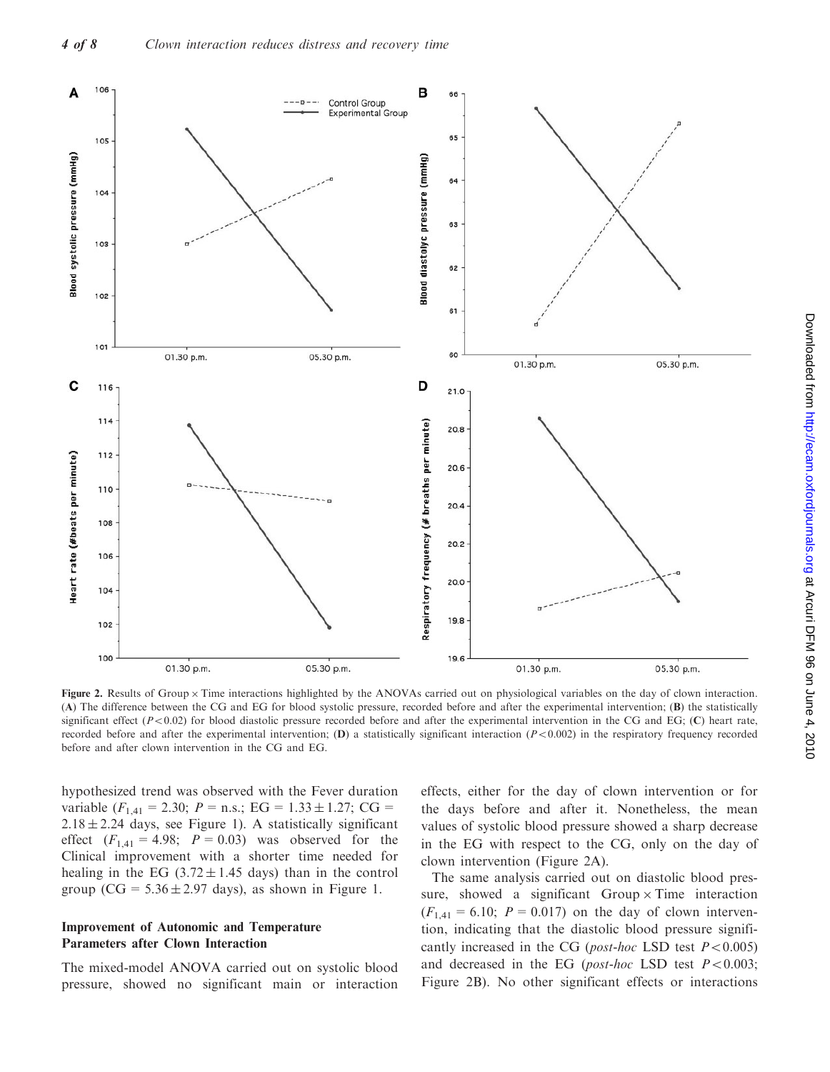Figure 2. Results of Group × Time interactions highlighted by the ANOVAs carried out on physiological variables on the day of clown interaction. (A) The difference between the CG and EG for blood systolic pressure, recorded before and after the experimental intervention; (B) the statistically significant effect ($P < 0.02$) for blood diastolic pressure recorded before and after the experimental intervention in the CG and EG; (C) heart rate, recorded before and after the experimental intervention; (D) a statistically significant interaction ($P < 0.002$) in the respiratory frequency recorded before and after clown intervention in the CG and EG.

hypothesized trend was observed with the Fever duration variable ($F_{1,41} = 2.30$; $P$ = n.s.; EG = $1.33 \pm 1.27$; CG = $2.18 \pm 2.24$ days, see Figure 1). A statistically significant effect ($F_{1,41} = 4.98$; $P = 0.03$) was observed for the Clinical improvement with a shorter time needed for healing in the EG ($3.72 \pm 1.45$ days) than in the control group (CG = $5.36 \pm 2.97$ days), as shown in Figure 1.

### Improvement of Autonomic and Temperature Parameters after Clown Interaction

The mixed-model ANOVA carried out on systolic blood pressure, showed no significant main or interaction effects, either for the day of clown intervention or for the days before and after it. Nonetheless, the mean values of systolic blood pressure showed a sharp decrease in the EG with respect to the CG, only on the day of clown intervention (Figure 2A).

The same analysis carried out on diastolic blood pressure, showed a significant Group × Time interaction ($F_{1,41} = 6.10$; $P = 0.017$) on the day of clown intervention, indicating that the diastolic blood pressure significantly increased in the CG (*post-hoc* LSD test $P < 0.005$) and decreased in the EG (*post-hoc* LSD test $P < 0.003$; Figure 2B). No other significant effects or interactions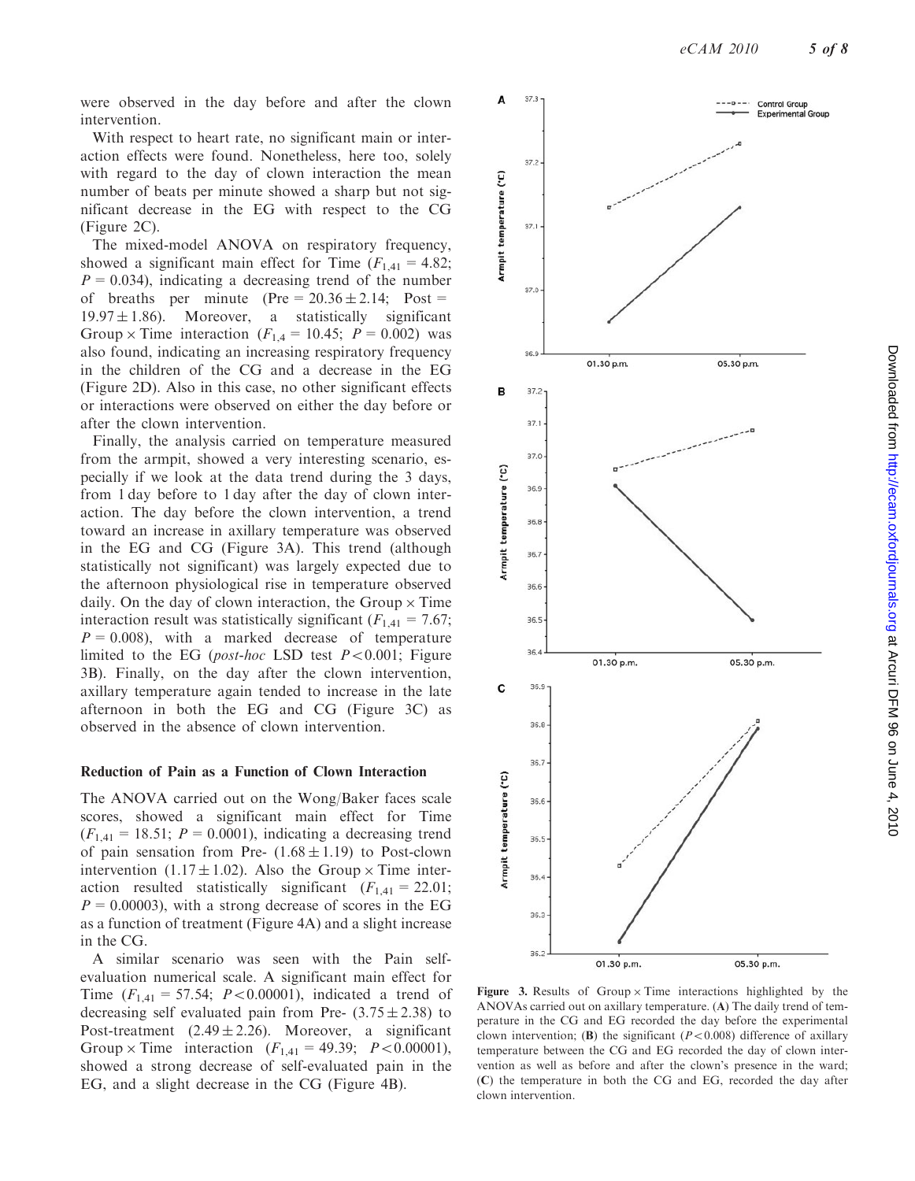were observed in the day before and after the clown intervention.

With respect to heart rate, no significant main or interaction effects were found. Nonetheless, here too, solely with regard to the day of clown interaction the mean number of beats per minute showed a sharp but not significant decrease in the EG with respect to the CG (Figure 2C).

The mixed-model ANOVA on respiratory frequency, showed a significant main effect for Time ($F_{1,41} = 4.82$; $P = 0.034$), indicating a decreasing trend of the number of breaths per minute (Pre = $20.36 \pm 2.14$; Post = $19.97 \pm 1.86$). Moreover, a statistically significant Group × Time interaction ($F_{1,4} = 10.45$; $P = 0.002$) was also found, indicating an increasing respiratory frequency in the children of the CG and a decrease in the EG (Figure 2D). Also in this case, no other significant effects or interactions were observed on either the day before or after the clown intervention.

Finally, the analysis carried on temperature measured from the armpit, showed a very interesting scenario, especially if we look at the data trend during the 3 days, from 1 day before to 1 day after the day of clown interaction. The day before the clown intervention, a trend toward an increase in axillary temperature was observed in the EG and CG (Figure 3A). This trend (although statistically not significant) was largely expected due to the afternoon physiological rise in temperature observed daily. On the day of clown interaction, the Group × Time interaction result was statistically significant ($F_{1,41} = 7.67$; $P = 0.008$), with a marked decrease of temperature limited to the EG (*post-hoc* LSD test $P < 0.001$; Figure 3B). Finally, on the day after the clown intervention, axillary temperature again tended to increase in the late afternoon in both the EG and CG (Figure 3C) as observed in the absence of clown intervention.

### Reduction of Pain as a Function of Clown Interaction

The ANOVA carried out on the Wong/Baker faces scale scores, showed a significant main effect for Time ($F_{1,41} = 18.51$; $P = 0.0001$), indicating a decreasing trend of pain sensation from Pre- ($1.68 \pm 1.19$) to Post-clown intervention ($1.17 \pm 1.02$). Also the Group × Time interaction resulted statistically significant ($F_{1,41} = 22.01$; $P = 0.00003$), with a strong decrease of scores in the EG as a function of treatment (Figure 4A) and a slight increase in the CG.

A similar scenario was seen with the Pain self-evaluation numerical scale. A significant main effect for Time ($F_{1,41} = 57.54$; $P < 0.00001$), indicated a trend of decreasing self evaluated pain from Pre- ($3.75 \pm 2.38$) to Post-treatment ($2.49 \pm 2.26$). Moreover, a significant Group × Time interaction ($F_{1,41} = 49.39$; $P < 0.00001$), showed a strong decrease of self-evaluated pain in the EG, and a slight decrease in the CG (Figure 4B).

**Figure 3.** Results of Group × Time interactions highlighted by the ANOVAs carried out on axillary temperature. (**A**) The daily trend of temperature in the CG and EG recorded the day before the experimental clown intervention; (**B**) the significant ($P < 0.008$) difference of axillary temperature between the CG and EG recorded the day of clown intervention as well as before and after the clown's presence in the ward; (**C**) the temperature in both the CG and EG, recorded the day after clown intervention.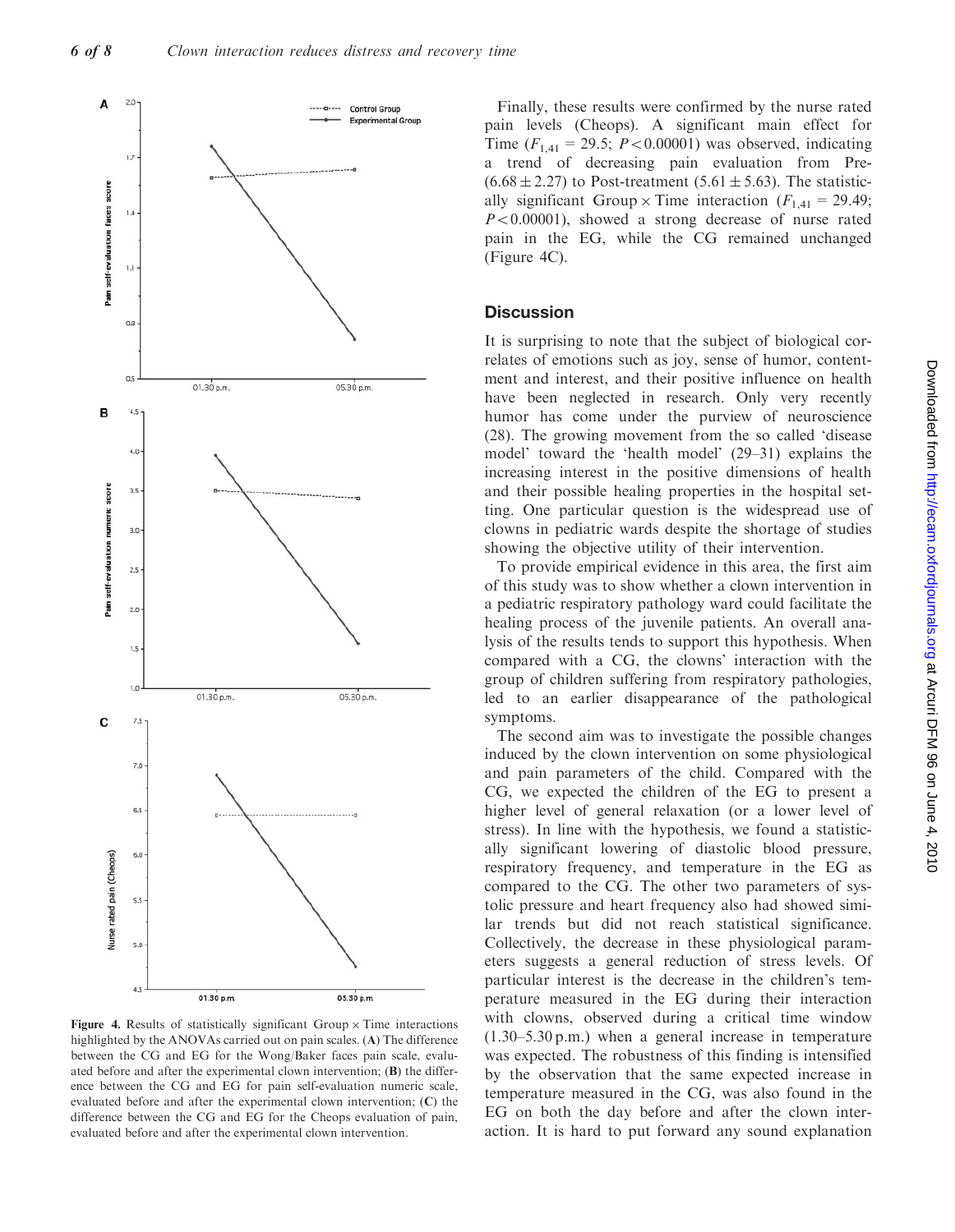A

Control Group
Experimental Group

Pain self-evaluation faces score

2.0
1.7
1.4
1.1
0.8
0.5

01.30 p.m.
05.30 p.m.

B

Pain self-evaluation numeric score

4.5
4.0
3.5
3.0
2.5
2.0
1.5
1.0

01.30 p.m.
05.30 p.m.

C

Nurse rated pain (Cheops)

7.5
7.0
6.5
6.0
5.5
5.0
4.5

01.30 p.m
05.30 p.m

**Figure 4.** Results of statistically significant Group × Time interactions highlighted by the ANOVAs carried out on pain scales. (**A**) The difference between the CG and EG for the Wong/Baker faces pain scale, evaluated before and after the experimental clown intervention; (**B**) the difference between the CG and EG for pain self-evaluation numeric scale, evaluated before and after the experimental clown intervention; (**C**) the difference between the CG and EG for the Cheops evaluation of pain, evaluated before and after the experimental clown intervention.

Finally, these results were confirmed by the nurse rated pain levels (Cheops). A significant main effect for Time ($F_{1,41} = 29.5$; $P < 0.00001$) was observed, indicating a trend of decreasing pain evaluation from Pre- ($6.68 \pm 2.27$) to Post-treatment ($5.61 \pm 5.63$). The statistically significant Group × Time interaction ($F_{1,41} = 29.49$; $P < 0.00001$), showed a strong decrease of nurse rated pain in the EG, while the CG remained unchanged (Figure 4C).

## Discussion

It is surprising to note that the subject of biological correlates of emotions such as joy, sense of humor, contentment and interest, and their positive influence on health have been neglected in research. Only very recently humor has come under the purview of neuroscience (28). The growing movement from the so called 'disease model' toward the 'health model' (29–31) explains the increasing interest in the positive dimensions of health and their possible healing properties in the hospital setting. One particular question is the widespread use of clowns in pediatric wards despite the shortage of studies showing the objective utility of their intervention.

To provide empirical evidence in this area, the first aim of this study was to show whether a clown intervention in a pediatric respiratory pathology ward could facilitate the healing process of the juvenile patients. An overall analysis of the results tends to support this hypothesis. When compared with a CG, the clowns' interaction with the group of children suffering from respiratory pathologies, led to an earlier disappearance of the pathological symptoms.

The second aim was to investigate the possible changes induced by the clown intervention on some physiological and pain parameters of the child. Compared with the CG, we expected the children of the EG to present a higher level of general relaxation (or a lower level of stress). In line with the hypothesis, we found a statistically significant lowering of diastolic blood pressure, respiratory frequency, and temperature in the EG as compared to the CG. The other two parameters of systolic pressure and heart frequency also had showed similar trends but did not reach statistical significance. Collectively, the decrease in these physiological parameters suggests a general reduction of stress levels. Of particular interest is the decrease in the children's temperature measured in the EG during their interaction with clowns, observed during a critical time window (1.30–5.30 p.m.) when a general increase in temperature was expected. The robustness of this finding is intensified by the observation that the same expected increase in temperature measured in the CG, was also found in the EG on both the day before and after the clown interaction. It is hard to put forward any sound explanation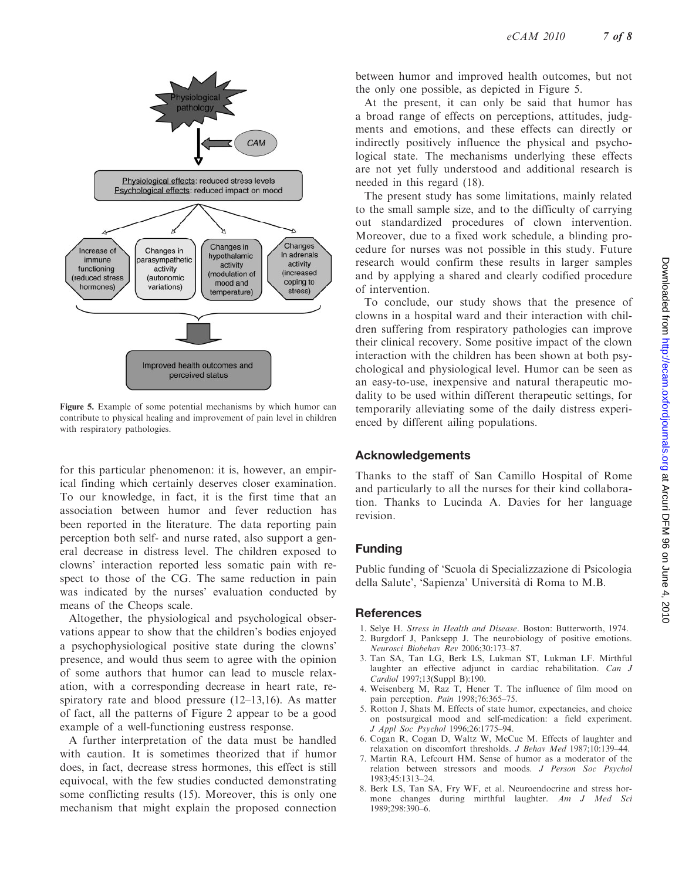Figure 5. Example of some potential mechanisms by which humor can contribute to physical healing and improvement of pain level in children with respiratory pathologies.

for this particular phenomenon: it is, however, an empirical finding which certainly deserves closer examination. To our knowledge, in fact, it is the first time that an association between humor and fever reduction has been reported in the literature. The data reporting pain perception both self- and nurse rated, also support a general decrease in distress level. The children exposed to clowns' interaction reported less somatic pain with respect to those of the CG. The same reduction in pain was indicated by the nurses' evaluation conducted by means of the Cheops scale.

Altogether, the physiological and psychological observations appear to show that the children's bodies enjoyed a psychophysiological positive state during the clowns' presence, and would thus seem to agree with the opinion of some authors that humor can lead to muscle relaxation, with a corresponding decrease in heart rate, respiratory rate and blood pressure (12–13,16). As matter of fact, all the patterns of Figure 2 appear to be a good example of a well-functioning eustress response.

A further interpretation of the data must be handled with caution. It is sometimes theorized that if humor does, in fact, decrease stress hormones, this effect is still equivocal, with the few studies conducted demonstrating some conflicting results (15). Moreover, this is only one mechanism that might explain the proposed connection between humor and improved health outcomes, but not the only one possible, as depicted in Figure 5.

At the present, it can only be said that humor has a broad range of effects on perceptions, attitudes, judgments and emotions, and these effects can directly or indirectly positively influence the physical and psychological state. The mechanisms underlying these effects are not yet fully understood and additional research is needed in this regard (18).

The present study has some limitations, mainly related to the small sample size, and to the difficulty of carrying out standardized procedures of clown intervention. Moreover, due to a fixed work schedule, a blinding procedure for nurses was not possible in this study. Future research would confirm these results in larger samples and by applying a shared and clearly codified procedure of intervention.

To conclude, our study shows that the presence of clowns in a hospital ward and their interaction with children suffering from respiratory pathologies can improve their clinical recovery. Some positive impact of the clown interaction with the children has been shown at both psychological and physiological level. Humor can be seen as an easy-to-use, inexpensive and natural therapeutic modality to be used within different therapeutic settings, for temporarily alleviating some of the daily distress experienced by different ailing populations.

## Acknowledgements

Thanks to the staff of San Camillo Hospital of Rome and particularly to all the nurses for their kind collaboration. Thanks to Lucinda A. Davies for her language revision.

## Funding

Public funding of 'Scuola di Specializzazione di Psicologia della Salute', 'Sapienza' Università di Roma to M.B.

## References

1. Selye H. *Stress in Health and Disease*. Boston: Butterworth, 1974.
2. Burgdorf J, Panksepp J. The neurobiology of positive emotions. *Neurosci Biobehav Rev* 2006;30:173–87.
3. Tan SA, Tan LG, Berk LS, Lukman ST, Lukman LF. Mirthful laughter an effective adjunct in cardiac rehabilitation. *Can J Cardiol* 1997;13(Suppl B):190.
4. Weisenberg M, Raz T, Hener T. The influence of film mood on pain perception. *Pain* 1998;76:365–75.
5. Rotton J, Shats M. Effects of state humor, expectancies, and choice on postsurgical mood and self-medication: a field experiment. *J Appl Soc Psychol* 1996;26:1775–94.
6. Cogan R, Cogan D, Waltz W, McCue M. Effects of laughter and relaxation on discomfort thresholds. *J Behav Med* 1987;10:139–44.
7. Martin RA, Lefcourt HM. Sense of humor as a moderator of the relation between stressors and moods. *J Person Soc Psychol* 1983;45:1313–24.
8. Berk LS, Tan SA, Fry WF, et al. Neuroendocrine and stress hormone changes during mirthful laughter. *Am J Med Sci* 1989;298:390–6.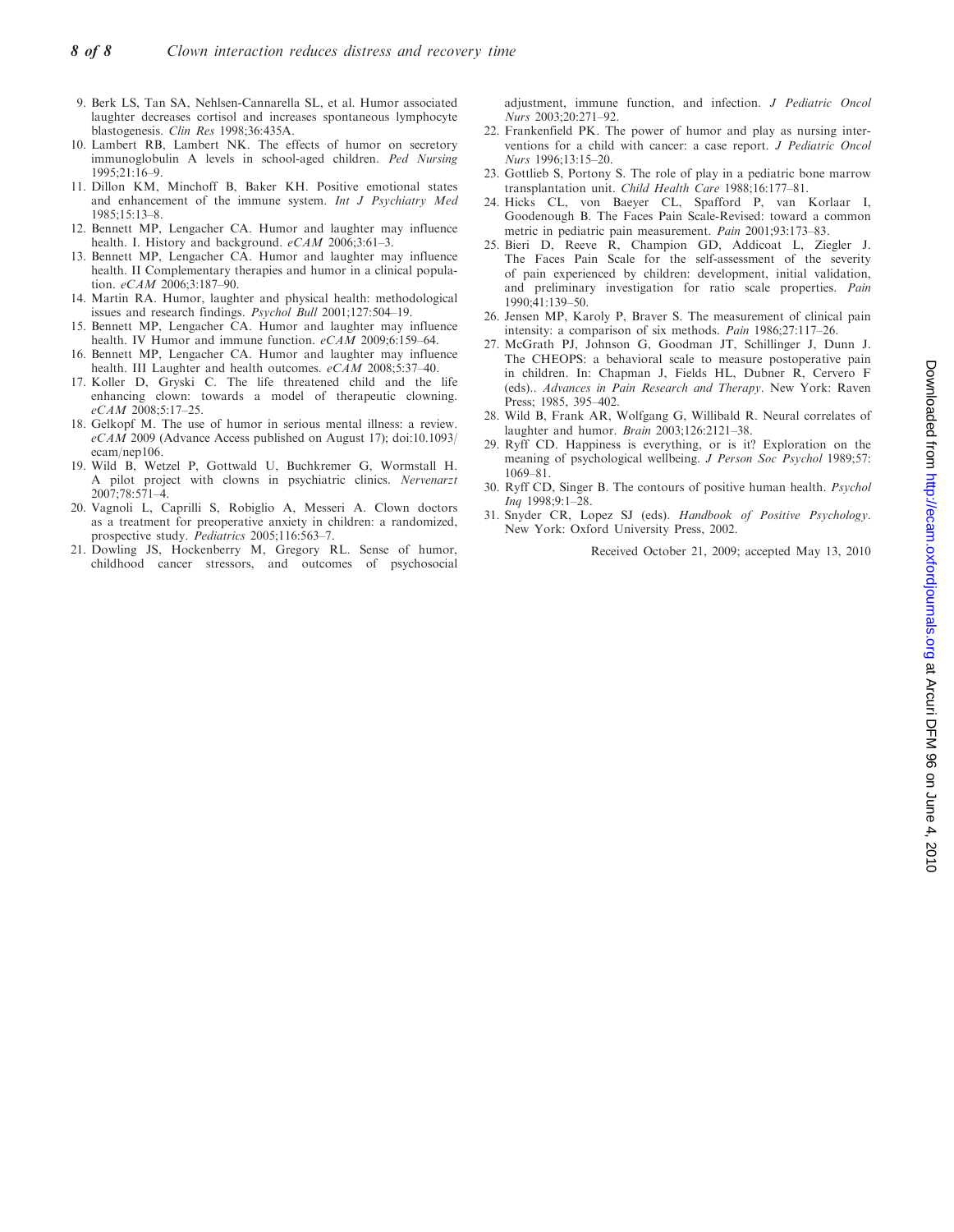9. Berk LS, Tan SA, Nehlsen-Cannarella SL, et al. Humor associated laughter decreases cortisol and increases spontaneous lymphocyte blastogenesis. *Clin Res* 1998;36:435A.
10. Lambert RB, Lambert NK. The effects of humor on secretory immunoglobulin A levels in school-aged children. *Ped Nursing* 1995;21:16–9.
11. Dillon KM, Minchoff B, Baker KH. Positive emotional states and enhancement of the immune system. *Int J Psychiatry Med* 1985;15:13–8.
12. Bennett MP, Lengacher CA. Humor and laughter may influence health. I. History and background. *eCAM* 2006;3:61–3.
13. Bennett MP, Lengacher CA. Humor and laughter may influence health. II Complementary therapies and humor in a clinical population. *eCAM* 2006;3:187–90.
14. Martin RA. Humor, laughter and physical health: methodological issues and research findings. *Psychol Bull* 2001;127:504–19.
15. Bennett MP, Lengacher CA. Humor and laughter may influence health. IV Humor and immune function. *eCAM* 2009;6:159–64.
16. Bennett MP, Lengacher CA. Humor and laughter may influence health. III Laughter and health outcomes. *eCAM* 2008;5:37–40.
17. Koller D, Gryski C. The life threatened child and the life enhancing clown: towards a model of therapeutic clowning. *eCAM* 2008;5:17–25.
18. Gelkopf M. The use of humor in serious mental illness: a review. *eCAM* 2009 (Advance Access published on August 17); doi:10.1093/ecam/nep106.
19. Wild B, Wetzel P, Gottwald U, Buchkremer G, Wormstall H. A pilot project with clowns in psychiatric clinics. *Nervenarzt* 2007;78:571–4.
20. Vagnoli L, Caprilli S, Robiglio A, Messeri A. Clown doctors as a treatment for preoperative anxiety in children: a randomized, prospective study. *Pediatrics* 2005;116:563–7.
21. Dowling JS, Hockenberry M, Gregory RL. Sense of humor, childhood cancer stressors, and outcomes of psychosocial adjustment, immune function, and infection. *J Pediatric Oncol Nurs* 2003;20:271–92.
22. Frankenfield PK. The power of humor and play as nursing interventions for a child with cancer: a case report. *J Pediatric Oncol Nurs* 1996;13:15–20.
23. Gottlieb S, Portony S. The role of play in a pediatric bone marrow transplantation unit. *Child Health Care* 1988;16:177–81.
24. Hicks CL, von Baeyer CL, Spafford P, van Korlaar I, Goodenough B. The Faces Pain Scale-Revised: toward a common metric in pediatric pain measurement. *Pain* 2001;93:173–83.
25. Bieri D, Reeve R, Champion GD, Addicoat L, Ziegler J. The Faces Pain Scale for the self-assessment of the severity of pain experienced by children: development, initial validation, and preliminary investigation for ratio scale properties. *Pain* 1990;41:139–50.
26. Jensen MP, Karoly P, Braver S. The measurement of clinical pain intensity: a comparison of six methods. *Pain* 1986;27:117–26.
27. McGrath PJ, Johnson G, Goodman JT, Schillinger J, Dunn J. The CHEOPS: a behavioral scale to measure postoperative pain in children. In: Chapman J, Fields HL, Dubner R, Cervero F (eds).. *Advances in Pain Research and Therapy*. New York: Raven Press; 1985, 395–402.
28. Wild B, Frank AR, Wolfgang G, Willibald R. Neural correlates of laughter and humor. *Brain* 2003;126:2121–38.
29. Ryff CD. Happiness is everything, or is it? Exploration on the meaning of psychological wellbeing. *J Person Soc Psychol* 1989;57: 1069–81.
30. Ryff CD, Singer B. The contours of positive human health. *Psychol Inq* 1998;9:1–28.
31. Snyder CR, Lopez SJ (eds). *Handbook of Positive Psychology*. New York: Oxford University Press, 2002.

Received October 21, 2009; accepted May 13, 2010